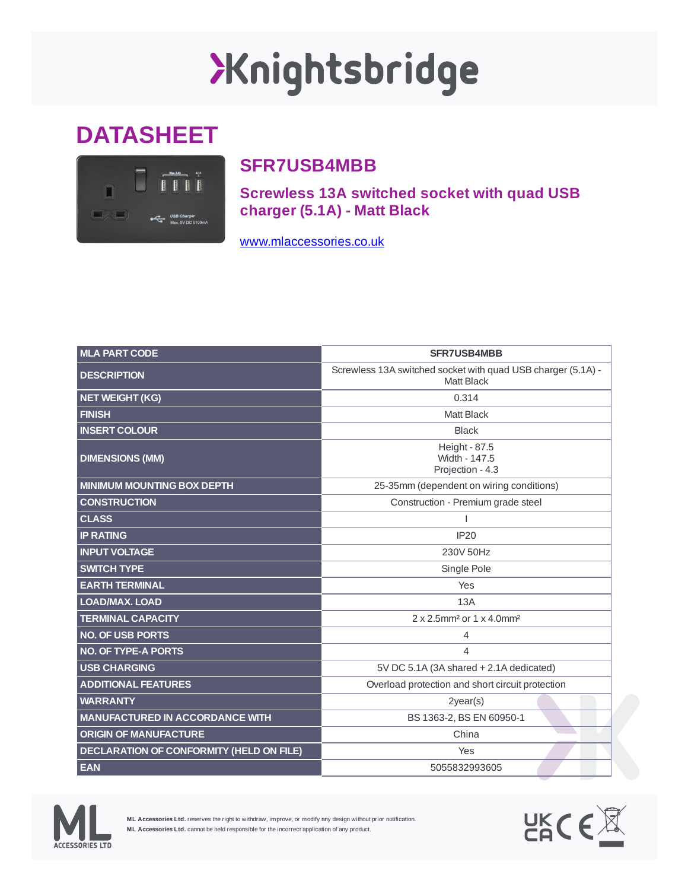# Knightsbridge

## DATASHEET

### SFR7USB4MBB

### Screwless 13A switched socket with quad USB charger (5.1A) - Matt Black

www.mlaccessories.co.uk

| MLA PART CODE | SFR7USB4MBB |
|---|---|
| DESCRIPTION | Screwless 13A switched socket with quad USB charger (5.1A) - Matt Black |
| NET WEIGHT (KG) | 0.314 |
| FINISH | Matt Black |
| INSERT COLOUR | Black |
| DIMENSIONS (MM) | Height - 87.5<br>Width - 147.5<br>Projection - 4.3 |
| MINIMUM MOUNTING BOX DEPTH | 25-35mm (dependent on wiring conditions) |
| CONSTRUCTION | Construction - Premium grade steel |
| CLASS | I |
| IP RATING | IP20 |
| INPUT VOLTAGE | 230V 50Hz |
| SWITCH TYPE | Single Pole |
| EARTH TERMINAL | Yes |
| LOAD/MAX. LOAD | 13A |
| TERMINAL CAPACITY | 2 x 2.5mm² or 1 x 4.0mm² |
| NO. OF USB PORTS | 4 |
| NO. OF TYPE-A PORTS | 4 |
| USB CHARGING | 5V DC 5.1A (3A shared + 2.1A dedicated) |
| ADDITIONAL FEATURES | Overload protection and short circuit protection |
| WARRANTY | 2year(s) |
| MANUFACTURED IN ACCORDANCE WITH | BS 1363-2, BS EN 60950-1 |
| ORIGIN OF MANUFACTURE | China |
| DECLARATION OF CONFORMITY (HELD ON FILE) | Yes |
| EAN | 5055832993605 |

**ML Accessories Ltd.** reserves the right to withdraw, improve, or modify any design without prior notification.
**ML Accessories Ltd.** cannot be held responsible for the incorrect application of any product.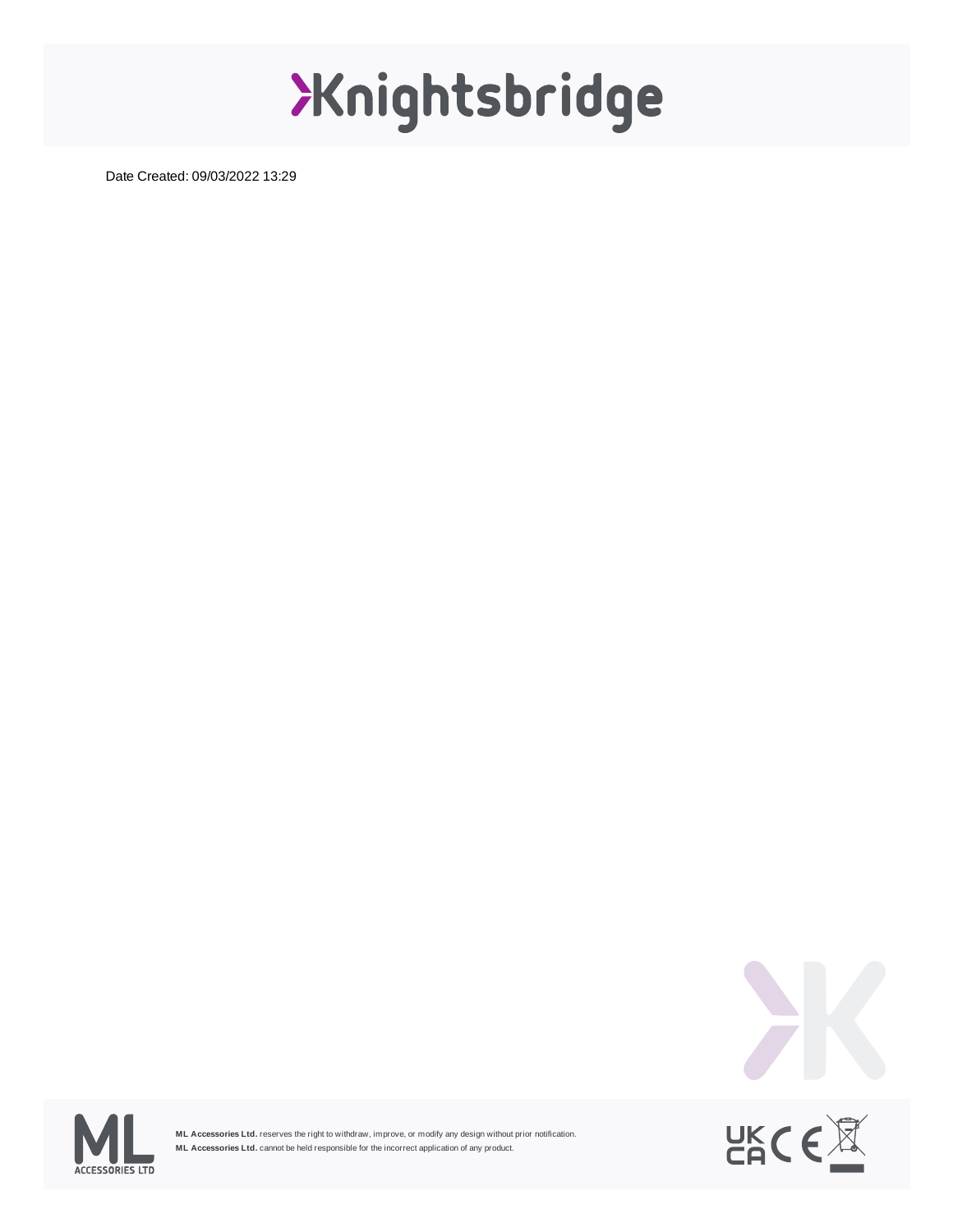Date Created: 09/03/2022 13:29

**ML Accessories Ltd.** reserves the right to withdraw, improve, or modify any design without prior notification.
**ML Accessories Ltd.** cannot be held responsible for the incorrect application of any product.